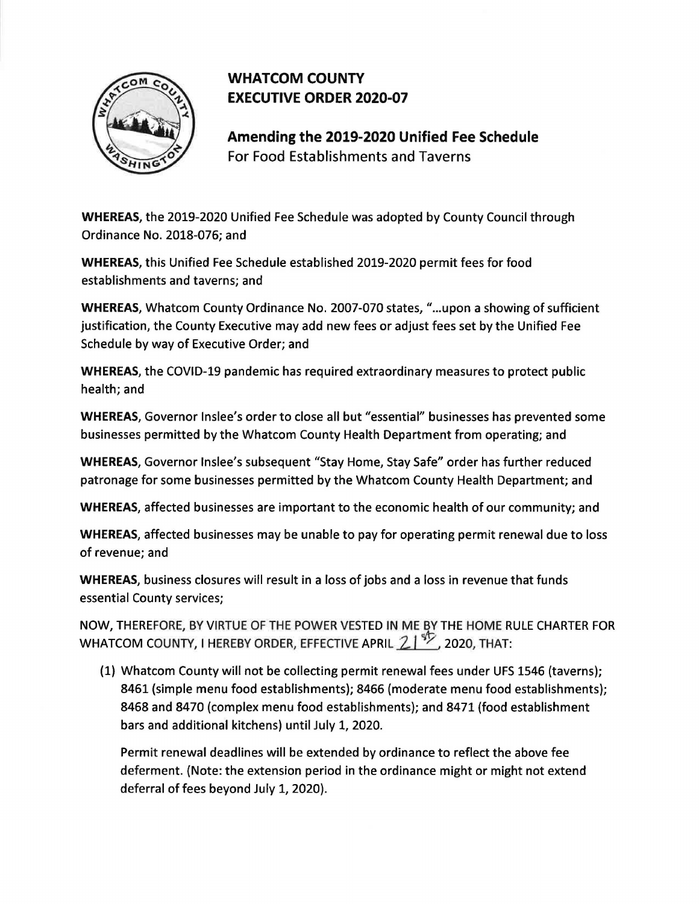# WHATCOM COUNTY
# EXECUTIVE ORDER 2020-07

## Amending the 2019-2020 Unified Fee Schedule
For Food Establishments and Taverns

**WHEREAS,** the 2019-2020 Unified Fee Schedule was adopted by County Council through Ordinance No. 2018-076; and

**WHEREAS,** this Unified Fee Schedule established 2019-2020 permit fees for food establishments and taverns; and

**WHEREAS,** Whatcom County Ordinance No. 2007-070 states, "...upon a showing of sufficient justification, the County Executive may add new fees or adjust fees set by the Unified Fee Schedule by way of Executive Order; and

**WHEREAS,** the COVID-19 pandemic has required extraordinary measures to protect public health; and

**WHEREAS,** Governor Inslee's order to close all but "essential" businesses has prevented some businesses permitted by the Whatcom County Health Department from operating; and

**WHEREAS,** Governor Inslee's subsequent "Stay Home, Stay Safe" order has further reduced patronage for some businesses permitted by the Whatcom County Health Department; and

**WHEREAS,** affected businesses are important to the economic health of our community; and

**WHEREAS,** affected businesses may be unable to pay for operating permit renewal due to loss of revenue; and

**WHEREAS,** business closures will result in a loss of jobs and a loss in revenue that funds essential County services;

NOW, THEREFORE, BY VIRTUE OF THE POWER VESTED IN ME BY THE HOME RULE CHARTER FOR WHATCOM COUNTY, I HEREBY ORDER, EFFECTIVE APRIL 21st, 2020, THAT:

(1) Whatcom County will not be collecting permit renewal fees under UFS 1546 (taverns); 8461 (simple menu food establishments); 8466 (moderate menu food establishments); 8468 and 8470 (complex menu food establishments); and 8471 (food establishment bars and additional kitchens) until July 1, 2020.

Permit renewal deadlines will be extended by ordinance to reflect the above fee deferment. (Note: the extension period in the ordinance might or might not extend deferral of fees beyond July 1, 2020).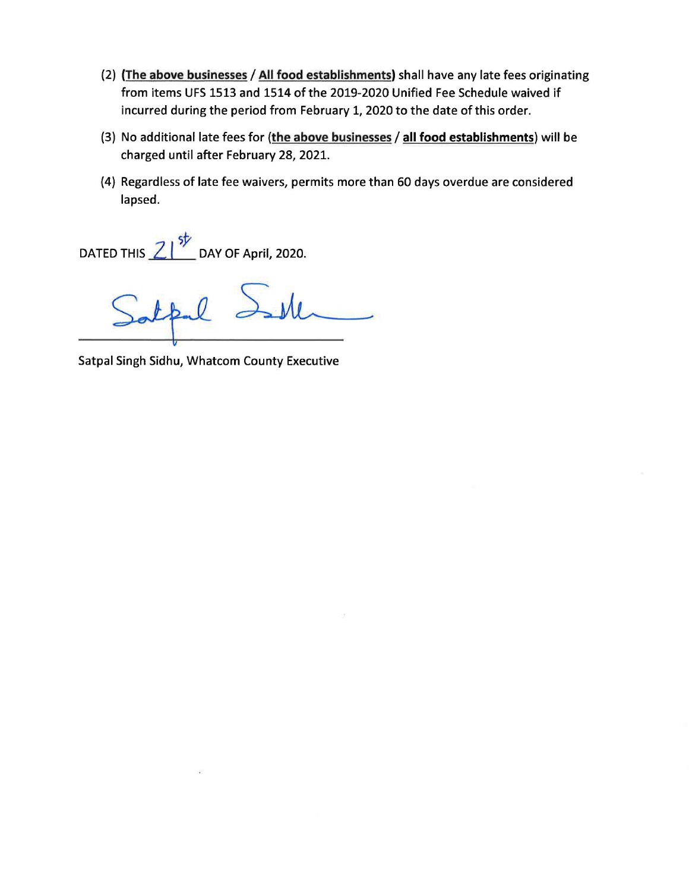(2) **(The above businesses / All food establishments)** shall have any late fees originating from items UFS 1513 and 1514 of the 2019-2020 Unified Fee Schedule waived if incurred during the period from February 1, 2020 to the date of this order.

(3) No additional late fees for (**the above businesses** / **all food establishments**) will be charged until after February 28, 2021.

(4) Regardless of late fee waivers, permits more than 60 days overdue are considered lapsed.

DATED THIS 21st DAY OF April, 2020.

Satpal Singh Sidhu, Whatcom County Executive